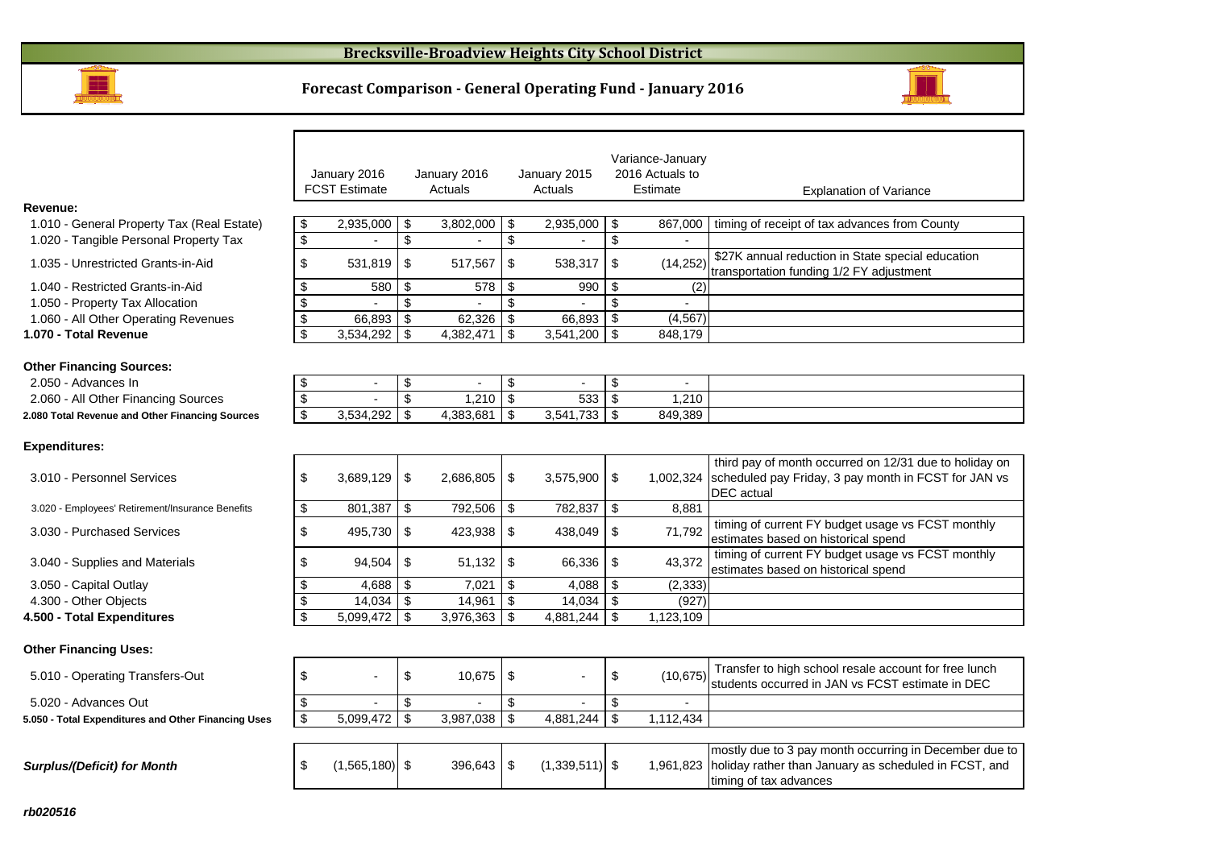# Brecksville-Broadview Heights City School District

## Forecast Comparison - General Operating Fund - January 2016

| | January 2016 FCST Estimate | January 2016 Actuals | January 2015 Actuals | Variance-January 2016 Actuals to Estimate | Explanation of Variance |
|---|---|---|---|---|---|
| **Revenue:** | | | | | |
| 1.010 - General Property Tax (Real Estate) | $ 2,935,000 | $ 3,802,000 | $ 2,935,000 | $ 867,000 | timing of receipt of tax advances from County |
| 1.020 - Tangible Personal Property Tax | $ - | $ - | $ - | $ - | |
| 1.035 - Unrestricted Grants-in-Aid | $ 531,819 | $ 517,567 | $ 538,317 | $ (14,252) | $27K annual reduction in State special education transportation funding 1/2 FY adjustment |
| 1.040 - Restricted Grants-in-Aid | $ 580 | $ 578 | $ 990 | $ (2) | |
| 1.050 - Property Tax Allocation | $ - | $ - | $ - | $ - | |
| 1.060 - All Other Operating Revenues | $ 66,893 | $ 62,326 | $ 66,893 | $ (4,567) | |
| **1.070 - Total Revenue** | $ 3,534,292 | $ 4,382,471 | $ 3,541,200 | $ 848,179 | |
| **Other Financing Sources:** | | | | | |
| 2.050 - Advances In | $ - | $ - | $ - | $ - | |
| 2.060 - All Other Financing Sources | $ - | $ 1,210 | $ 533 | $ 1,210 | |
| **2.080 Total Revenue and Other Financing Sources** | $ 3,534,292 | $ 4,383,681 | $ 3,541,733 | $ 849,389 | |
| **Expenditures:** | | | | | |
| 3.010 - Personnel Services | $ 3,689,129 | $ 2,686,805 | $ 3,575,900 | $ 1,002,324 | third pay of month occurred on 12/31 due to holiday on scheduled pay Friday, 3 pay month in FCST for JAN vs DEC actual |
| 3.020 - Employees' Retirement/Insurance Benefits | $ 801,387 | $ 792,506 | $ 782,837 | $ 8,881 | |
| 3.030 - Purchased Services | $ 495,730 | $ 423,938 | $ 438,049 | $ 71,792 | timing of current FY budget usage vs FCST monthly estimates based on historical spend |
| 3.040 - Supplies and Materials | $ 94,504 | $ 51,132 | $ 66,336 | $ 43,372 | timing of current FY budget usage vs FCST monthly estimates based on historical spend |
| 3.050 - Capital Outlay | $ 4,688 | $ 7,021 | $ 4,088 | $ (2,333) | |
| 4.300 - Other Objects | $ 14,034 | $ 14,961 | $ 14,034 | $ (927) | |
| **4.500 - Total Expenditures** | $ 5,099,472 | $ 3,976,363 | $ 4,881,244 | $ 1,123,109 | |
| **Other Financing Uses:** | | | | | |
| 5.010 - Operating Transfers-Out | $ - | $ 10,675 | $ - | $ (10,675) | Transfer to high school resale account for free lunch students occurred in JAN vs FCST estimate in DEC |
| 5.020 - Advances Out | $ - | $ - | $ - | $ - | |
| **5.050 - Total Expenditures and Other Financing Uses** | $ 5,099,472 | $ 3,987,038 | $ 4,881,244 | $ 1,112,434 | |
| ***Surplus/(Deficit) for Month*** | $ (1,565,180) | $ 396,643 | $ (1,339,511) | $ 1,961,823 | mostly due to 3 pay month occurring in December due to holiday rather than January as scheduled in FCST, and timing of tax advances |

***rb020516***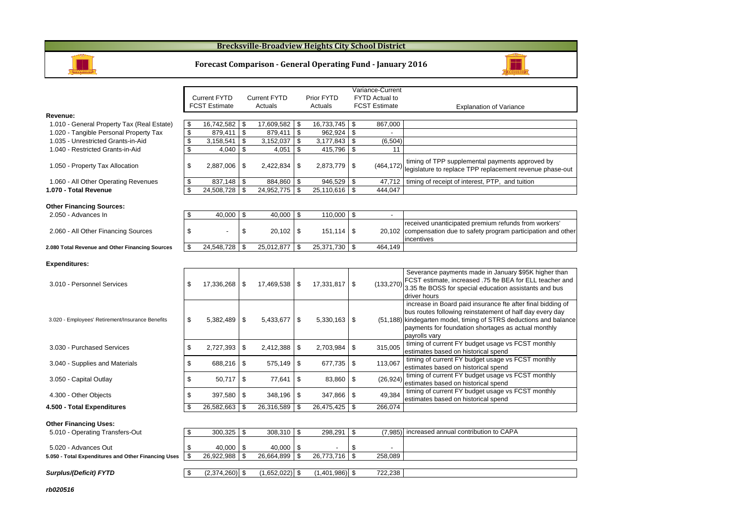# Brecksville-Broadview Heights City School District

## Forecast Comparison - General Operating Fund - January 2016

| | Current FYTD FCST Estimate | Current FYTD Actuals | Prior FYTD Actuals | Variance-Current FYTD Actual to FCST Estimate | Explanation of Variance |
|---|---|---|---|---|---|
| **Revenue:** | | | | | |
| 1.010 - General Property Tax (Real Estate) | $ 16,742,582 | $ 17,609,582 | $ 16,733,745 | $ 867,000 | |
| 1.020 - Tangible Personal Property Tax | $ 879,411 | $ 879,411 | $ 962,924 | $ - | |
| 1.035 - Unrestricted Grants-in-Aid | $ 3,158,541 | $ 3,152,037 | $ 3,177,843 | $ (6,504) | |
| 1.040 - Restricted Grants-in-Aid | $ 4,040 | $ 4,051 | $ 415,796 | $ 11 | |
| 1.050 - Property Tax Allocation | $ 2,887,006 | $ 2,422,834 | $ 2,873,779 | $ (464,172) | timing of TPP supplemental payments approved by legislature to replace TPP replacement revenue phase-out |
| 1.060 - All Other Operating Revenues | $ 837,148 | $ 884,860 | $ 946,529 | $ 47,712 | timing of receipt of interest, PTP, and tuition |
| **1.070 - Total Revenue** | $ 24,508,728 | $ 24,952,775 | $ 25,110,616 | $ 444,047 | |
| **Other Financing Sources:** | | | | | |
| 2.050 - Advances In | $ 40,000 | $ 40,000 | $ 110,000 | $ - | |
| 2.060 - All Other Financing Sources | $ - | $ 20,102 | $ 151,114 | $ 20,102 | received unanticipated premium refunds from workers' compensation due to safety program participation and other incentives |
| **2.080 Total Revenue and Other Financing Sources** | $ 24,548,728 | $ 25,012,877 | $ 25,371,730 | $ 464,149 | |
| **Expenditures:** | | | | | |
| 3.010 - Personnel Services | $ 17,336,268 | $ 17,469,538 | $ 17,331,817 | $ (133,270) | Severance payments made in January $95K higher than FCST estimate, increased .75 fte BEA for ELL teacher and 3.35 fte BOSS for special education assistants and bus driver hours |
| 3.020 - Employees' Retirement/Insurance Benefits | $ 5,382,489 | $ 5,433,677 | $ 5,330,163 | $ (51,188) | increase in Board paid insurance fte after final bidding of bus routes following reinstatement of half day every day kindegarten model, timing of STRS deductions and balance payments for foundation shortages as actual monthly payrolls vary |
| 3.030 - Purchased Services | $ 2,727,393 | $ 2,412,388 | $ 2,703,984 | $ 315,005 | timing of current FY budget usage vs FCST monthly estimates based on historical spend |
| 3.040 - Supplies and Materials | $ 688,216 | $ 575,149 | $ 677,735 | $ 113,067 | timing of current FY budget usage vs FCST monthly estimates based on historical spend |
| 3.050 - Capital Outlay | $ 50,717 | $ 77,641 | $ 83,860 | $ (26,924) | timing of current FY budget usage vs FCST monthly estimates based on historical spend |
| 4.300 - Other Objects | $ 397,580 | $ 348,196 | $ 347,866 | $ 49,384 | timing of current FY budget usage vs FCST monthly estimates based on historical spend |
| **4.500 - Total Expenditures** | $ 26,582,663 | $ 26,316,589 | $ 26,475,425 | $ 266,074 | |
| **Other Financing Uses:** | | | | | |
| 5.010 - Operating Transfers-Out | $ 300,325 | $ 308,310 | $ 298,291 | $ (7,985) | increased annual contribution to CAPA |
| 5.020 - Advances Out | $ 40,000 | $ 40,000 | $ - | $ - | |
| **5.050 - Total Expenditures and Other Financing Uses** | $ 26,922,988 | $ 26,664,899 | $ 26,773,716 | $ 258,089 | |
| ***Surplus/(Deficit) FYTD*** | $ (2,374,260) | $ (1,652,022) | $ (1,401,986) | $ 722,238 | |

***rb020516***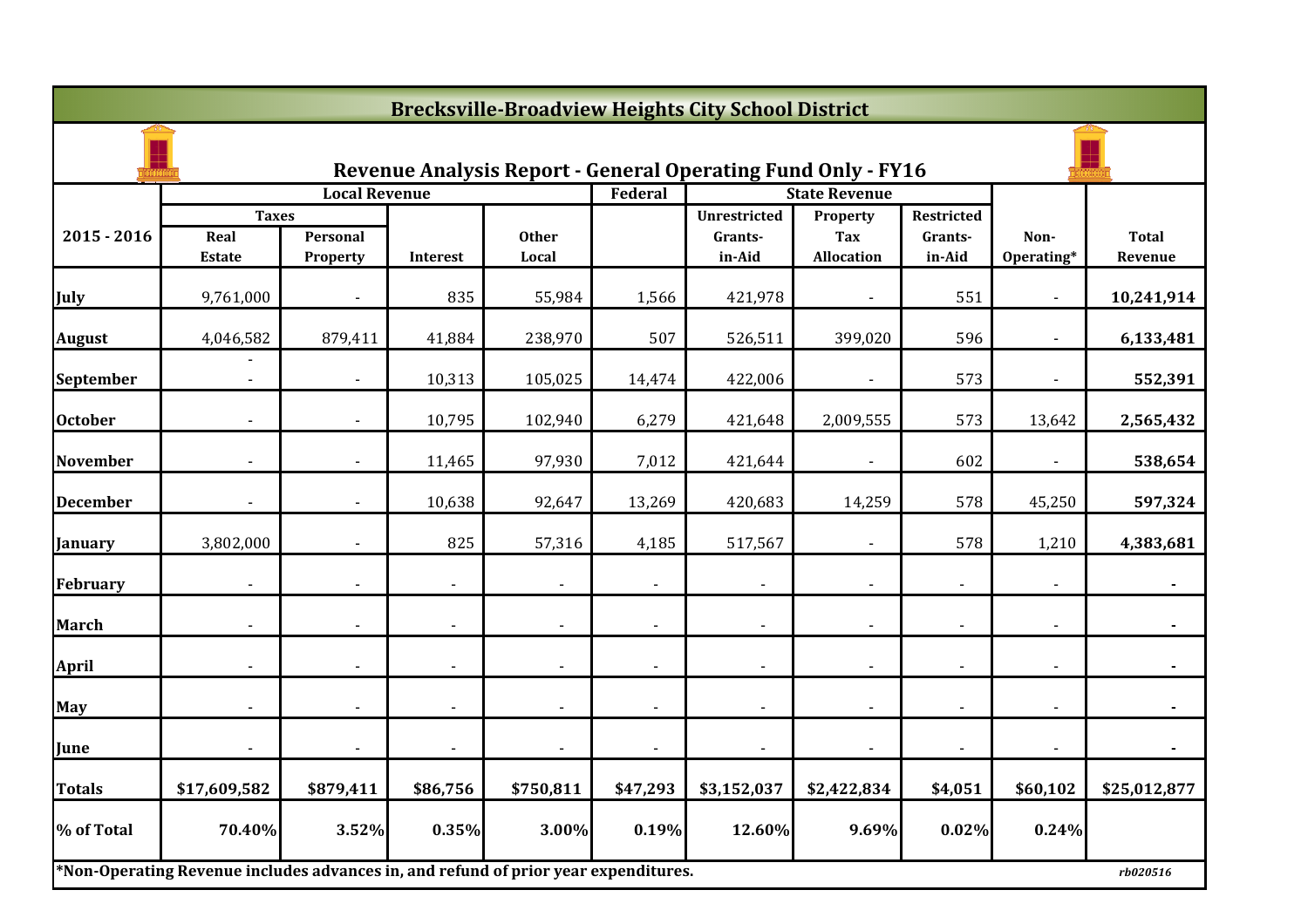# Brecksville-Broadview Heights City School District

## Revenue Analysis Report - General Operating Fund Only - FY16

| 2015 - 2016 | Local Revenue | | | | Federal | State Revenue | | | | |
|---|---|---|---|---|---|---|---|---|---|---|
| | Taxes | | | | | Unrestricted | Property | Restricted | | |
| | Real Estate | Personal Property | Interest | Other Local | | Grants-in-Aid | Tax Allocation | Grants-in-Aid | Non-Operating* | Total Revenue |
| **July** | 9,761,000 | - | 835 | 55,984 | 1,566 | 421,978 | - | 551 | - | **10,241,914** |
| **August** | 4,046,582 | 879,411 | 41,884 | 238,970 | 507 | 526,511 | 399,020 | 596 | - | **6,133,481** |
| **September** | - - | - | 10,313 | 105,025 | 14,474 | 422,006 | - | 573 | - | **552,391** |
| **October** | - | - | 10,795 | 102,940 | 6,279 | 421,648 | 2,009,555 | 573 | 13,642 | **2,565,432** |
| **November** | - | - | 11,465 | 97,930 | 7,012 | 421,644 | - | 602 | - | **538,654** |
| **December** | - | - | 10,638 | 92,647 | 13,269 | 420,683 | 14,259 | 578 | 45,250 | **597,324** |
| **January** | 3,802,000 | - | 825 | 57,316 | 4,185 | 517,567 | - | 578 | 1,210 | **4,383,681** |
| **February** | - | - | - | - | - | - | - | - | - | **-** |
| **March** | - | - | - | - | - | - | - | - | - | **-** |
| **April** | - | - | - | - | - | - | - | - | - | **-** |
| **May** | - | - | - | - | - | - | - | - | - | **-** |
| **June** | - | - | - | - | - | - | - | - | - | **-** |
| **Totals** | **$17,609,582** | **$879,411** | **$86,756** | **$750,811** | **$47,293** | **$3,152,037** | **$2,422,834** | **$4,051** | **$60,102** | **$25,012,877** |
| **% of Total** | **70.40%** | **3.52%** | **0.35%** | **3.00%** | **0.19%** | **12.60%** | **9.69%** | **0.02%** | **0.24%** | |

**\*Non-Operating Revenue includes advances in, and refund of prior year expenditures.**

*rb020516*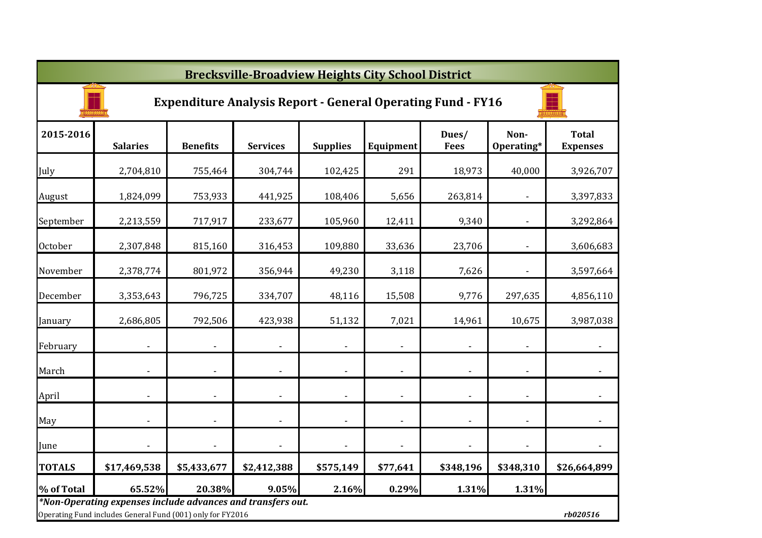# Brecksville-Broadview Heights City School District

## Expenditure Analysis Report - General Operating Fund - FY16

| 2015-2016 | Salaries | Benefits | Services | Supplies | Equipment | Dues/ Fees | Non-Operating* | Total Expenses |
|---|---|---|---|---|---|---|---|---|
| July | 2,704,810 | 755,464 | 304,744 | 102,425 | 291 | 18,973 | 40,000 | 3,926,707 |
| August | 1,824,099 | 753,933 | 441,925 | 108,406 | 5,656 | 263,814 | - | 3,397,833 |
| September | 2,213,559 | 717,917 | 233,677 | 105,960 | 12,411 | 9,340 | - | 3,292,864 |
| October | 2,307,848 | 815,160 | 316,453 | 109,880 | 33,636 | 23,706 | - | 3,606,683 |
| November | 2,378,774 | 801,972 | 356,944 | 49,230 | 3,118 | 7,626 | - | 3,597,664 |
| December | 3,353,643 | 796,725 | 334,707 | 48,116 | 15,508 | 9,776 | 297,635 | 4,856,110 |
| January | 2,686,805 | 792,506 | 423,938 | 51,132 | 7,021 | 14,961 | 10,675 | 3,987,038 |
| February | - | - | - | - | - | - | - | - |
| March | - | - | - | - | - | - | - | - |
| April | - | - | - | - | - | - | - | - |
| May | - | - | - | - | - | - | - | - |
| June | - | - | - | - | - | - | - | - |
| **TOTALS** | **$17,469,538** | **$5,433,677** | **$2,412,388** | **$575,149** | **$77,641** | **$348,196** | **$348,310** | **$26,664,899** |
| **% of Total** | **65.52%** | **20.38%** | **9.05%** | **2.16%** | **0.29%** | **1.31%** | **1.31%** | |

***Non-Operating expenses include advances and transfers out.***

Operating Fund includes General Fund (001) only for FY2016

***rb020516***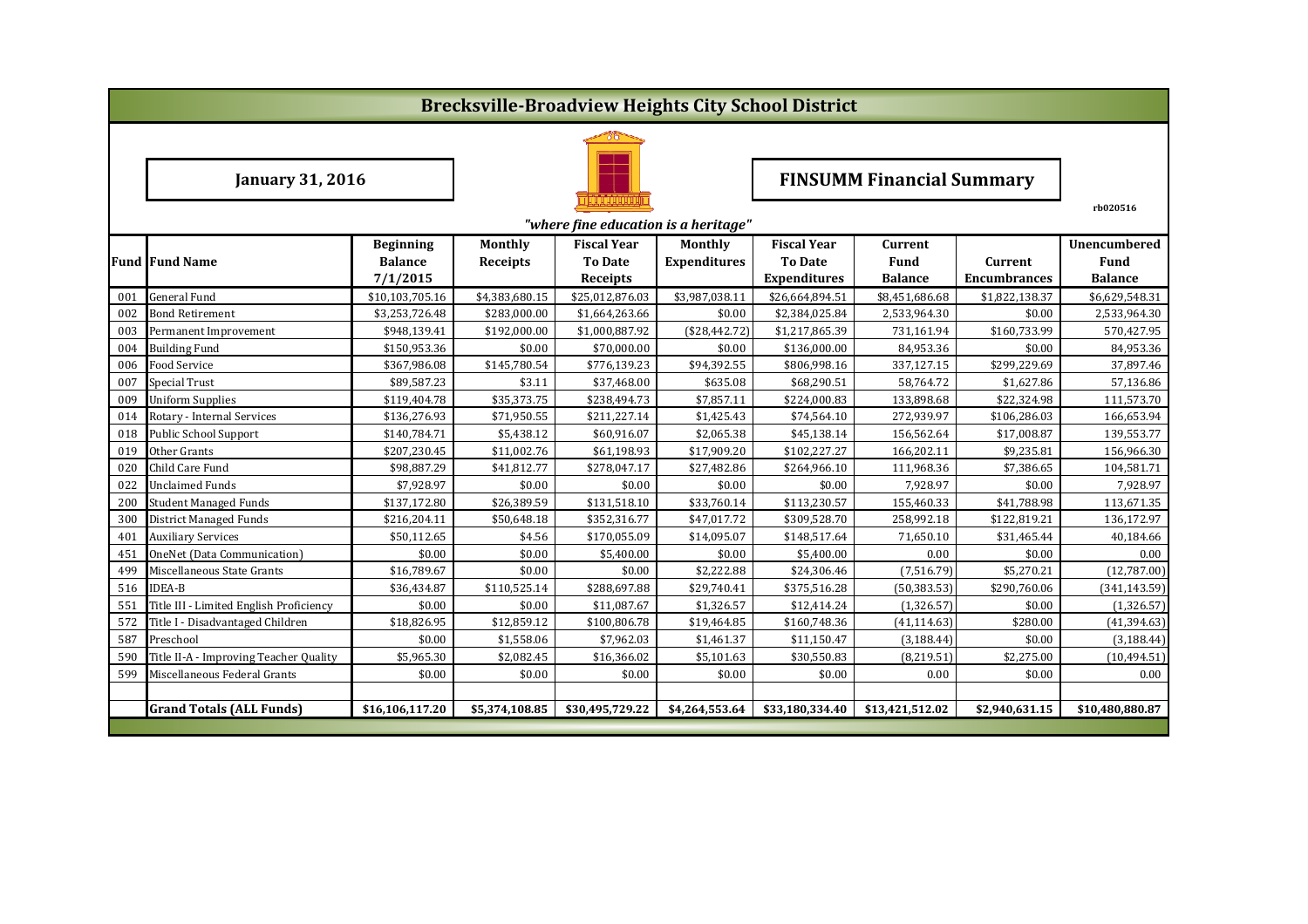# Brecksville-Broadview Heights City School District

**January 31, 2016**

**FINSUMM Financial Summary**

rb020516

*"where fine education is a heritage"*

| Fund | Fund Name | Beginning Balance 7/1/2015 | Monthly Receipts | Fiscal Year To Date Receipts | Monthly Expenditures | Fiscal Year To Date Expenditures | Current Fund Balance | Current Encumbrances | Unencumbered Fund Balance |
|---|---|---|---|---|---|---|---|---|---|
| 001 | General Fund | $10,103,705.16 | $4,383,680.15 | $25,012,876.03 | $3,987,038.11 | $26,664,894.51 | $8,451,686.68 | $1,822,138.37 | $6,629,548.31 |
| 002 | Bond Retirement | $3,253,726.48 | $283,000.00 | $1,664,263.66 | $0.00 | $2,384,025.84 | 2,533,964.30 | $0.00 | 2,533,964.30 |
| 003 | Permanent Improvement | $948,139.41 | $192,000.00 | $1,000,887.92 | ($28,442.72) | $1,217,865.39 | 731,161.94 | $160,733.99 | 570,427.95 |
| 004 | Building Fund | $150,953.36 | $0.00 | $70,000.00 | $0.00 | $136,000.00 | 84,953.36 | $0.00 | 84,953.36 |
| 006 | Food Service | $367,986.08 | $145,780.54 | $776,139.23 | $94,392.55 | $806,998.16 | 337,127.15 | $299,229.69 | 37,897.46 |
| 007 | Special Trust | $89,587.23 | $3.11 | $37,468.00 | $635.08 | $68,290.51 | 58,764.72 | $1,627.86 | 57,136.86 |
| 009 | Uniform Supplies | $119,404.78 | $35,373.75 | $238,494.73 | $7,857.11 | $224,000.83 | 133,898.68 | $22,324.98 | 111,573.70 |
| 014 | Rotary - Internal Services | $136,276.93 | $71,950.55 | $211,227.14 | $1,425.43 | $74,564.10 | 272,939.97 | $106,286.03 | 166,653.94 |
| 018 | Public School Support | $140,784.71 | $5,438.12 | $60,916.07 | $2,065.38 | $45,138.14 | 156,562.64 | $17,008.87 | 139,553.77 |
| 019 | Other Grants | $207,230.45 | $11,002.76 | $61,198.93 | $17,909.20 | $102,227.27 | 166,202.11 | $9,235.81 | 156,966.30 |
| 020 | Child Care Fund | $98,887.29 | $41,812.77 | $278,047.17 | $27,482.86 | $264,966.10 | 111,968.36 | $7,386.65 | 104,581.71 |
| 022 | Unclaimed Funds | $7,928.97 | $0.00 | $0.00 | $0.00 | $0.00 | 7,928.97 | $0.00 | 7,928.97 |
| 200 | Student Managed Funds | $137,172.80 | $26,389.59 | $131,518.10 | $33,760.14 | $113,230.57 | 155,460.33 | $41,788.98 | 113,671.35 |
| 300 | District Managed Funds | $216,204.11 | $50,648.18 | $352,316.77 | $47,017.72 | $309,528.70 | 258,992.18 | $122,819.21 | 136,172.97 |
| 401 | Auxiliary Services | $50,112.65 | $4.56 | $170,055.09 | $14,095.07 | $148,517.64 | 71,650.10 | $31,465.44 | 40,184.66 |
| 451 | OneNet (Data Communication) | $0.00 | $0.00 | $5,400.00 | $0.00 | $5,400.00 | 0.00 | $0.00 | 0.00 |
| 499 | Miscellaneous State Grants | $16,789.67 | $0.00 | $0.00 | $2,222.88 | $24,306.46 | (7,516.79) | $5,270.21 | (12,787.00) |
| 516 | IDEA-B | $36,434.87 | $110,525.14 | $288,697.88 | $29,740.41 | $375,516.28 | (50,383.53) | $290,760.06 | (341,143.59) |
| 551 | Title III - Limited English Proficiency | $0.00 | $0.00 | $11,087.67 | $1,326.57 | $12,414.24 | (1,326.57) | $0.00 | (1,326.57) |
| 572 | Title I - Disadvantaged Children | $18,826.95 | $12,859.12 | $100,806.78 | $19,464.85 | $160,748.36 | (41,114.63) | $280.00 | (41,394.63) |
| 587 | Preschool | $0.00 | $1,558.06 | $7,962.03 | $1,461.37 | $11,150.47 | (3,188.44) | $0.00 | (3,188.44) |
| 590 | Title II-A - Improving Teacher Quality | $5,965.30 | $2,082.45 | $16,366.02 | $5,101.63 | $30,550.83 | (8,219.51) | $2,275.00 | (10,494.51) |
| 599 | Miscellaneous Federal Grants | $0.00 | $0.00 | $0.00 | $0.00 | $0.00 | 0.00 | $0.00 | 0.00 |
| | | | | | | | | | |
| | **Grand Totals (ALL Funds)** | **$16,106,117.20** | **$5,374,108.85** | **$30,495,729.22** | **$4,264,553.64** | **$33,180,334.40** | **$13,421,512.02** | **$2,940,631.15** | **$10,480,880.87** |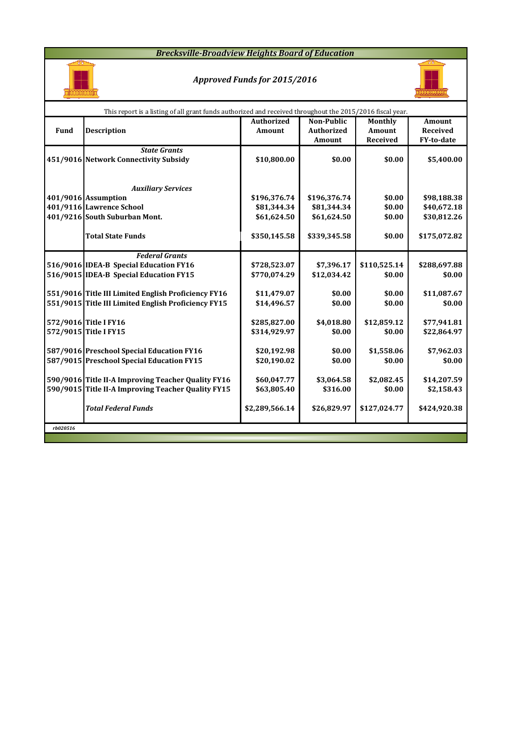# Brecksville-Broadview Heights Board of Education

## Approved Funds for 2015/2016

This report is a listing of all grant funds authorized and received throughout the 2015/2016 fiscal year.

| Fund | Description | Authorized Amount | Non-Public Authorized Amount | Monthly Amount Received | Amount Received FY-to-date |
|---|---|---|---|---|---|
| | ***State Grants*** | | | | |
| 451/9016 | **Network Connectivity Subsidy** | $10,800.00 | $0.00 | $0.00 | $5,400.00 |
| | | | | | |
| | ***Auxiliary Services*** | | | | |
| 401/9016 | **Assumption** | $196,376.74 | $196,376.74 | $0.00 | $98,188.38 |
| 401/9116 | **Lawrence School** | $81,344.34 | $81,344.34 | $0.00 | $40,672.18 |
| 401/9216 | **South Suburban Mont.** | $61,624.50 | $61,624.50 | $0.00 | $30,812.26 |
| | **Total State Funds** | $350,145.58 | $339,345.58 | $0.00 | $175,072.82 |
| | ***Federal Grants*** | | | | |
| 516/9016 | **IDEA-B Special Education FY16** | $728,523.07 | $7,396.17 | $110,525.14 | $288,697.88 |
| 516/9015 | **IDEA-B Special Education FY15** | $770,074.29 | $12,034.42 | $0.00 | $0.00 |
| 551/9016 | **Title III Limited English Proficiency FY16** | $11,479.07 | $0.00 | $0.00 | $11,087.67 |
| 551/9015 | **Title III Limited English Proficiency FY15** | $14,496.57 | $0.00 | $0.00 | $0.00 |
| 572/9016 | **Title I FY16** | $285,827.00 | $4,018.80 | $12,859.12 | $77,941.81 |
| 572/9015 | **Title I FY15** | $314,929.97 | $0.00 | $0.00 | $22,864.97 |
| 587/9016 | **Preschool Special Education FY16** | $20,192.98 | $0.00 | $1,558.06 | $7,962.03 |
| 587/9015 | **Preschool Special Education FY15** | $20,190.02 | $0.00 | $0.00 | $0.00 |
| 590/9016 | **Title II-A Improving Teacher Quality FY16** | $60,047.77 | $3,064.58 | $2,082.45 | $14,207.59 |
| 590/9015 | **Title II-A Improving Teacher Quality FY15** | $63,805.40 | $316.00 | $0.00 | $2,158.43 |
| | ***Total Federal Funds*** | $2,289,566.14 | $26,829.97 | $127,024.77 | $424,920.38 |

*rb020516*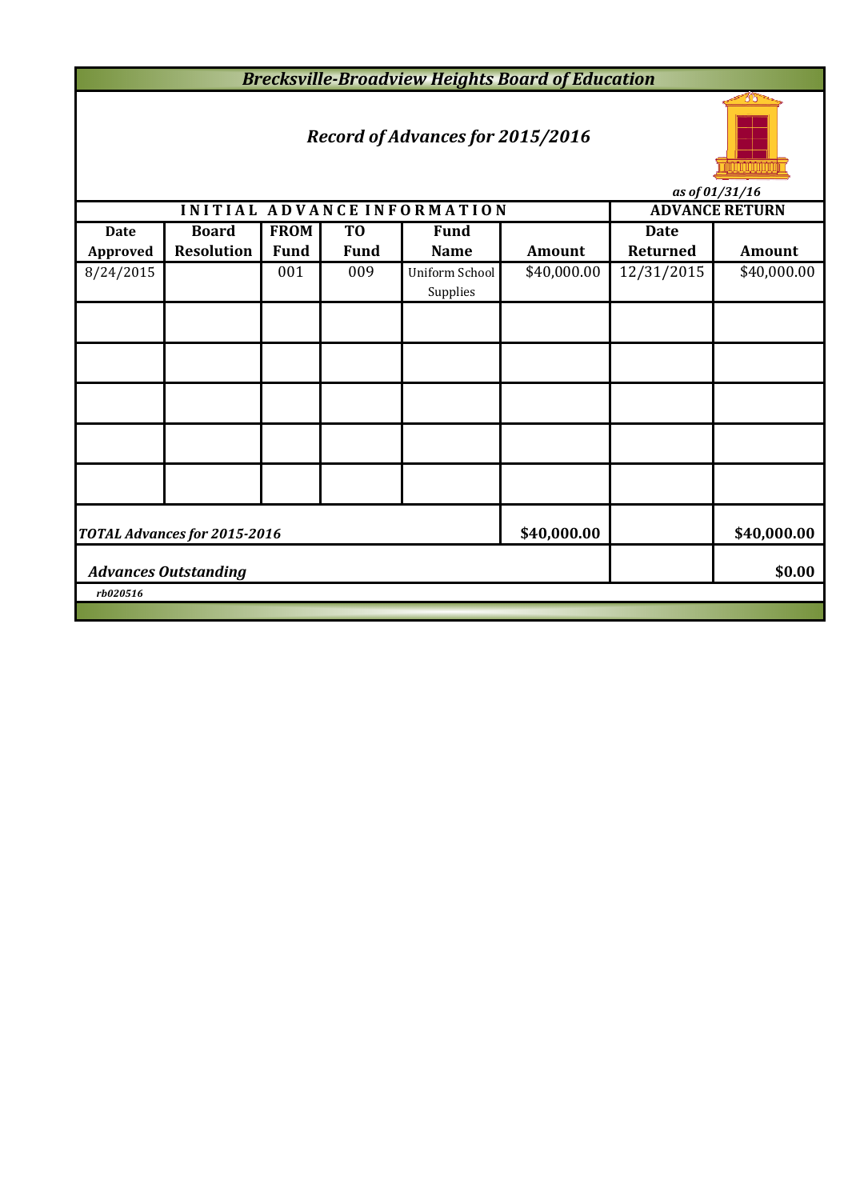# Brecksville-Broadview Heights Board of Education

## Record of Advances for 2015/2016

*as of 01/31/16*

| INITIAL ADVANCE INFORMATION | | | | | | ADVANCE RETURN | |
|---|---|---|---|---|---|---|---|
| Date Approved | Board Resolution | FROM Fund | TO Fund | Fund Name | Amount | Date Returned | Amount |
| 8/24/2015 | | 001 | 009 | Uniform School Supplies | $40,000.00 | 12/31/2015 | $40,000.00 |
| | | | | | | | |
| | | | | | | | |
| | | | | | | | |
| | | | | | | | |
| | | | | | | | |
| ***TOTAL Advances for 2015-2016*** | | | | | **$40,000.00** | | **$40,000.00** |
| ***Advances Outstanding*** | | | | | | | **$0.00** |

*rb020516*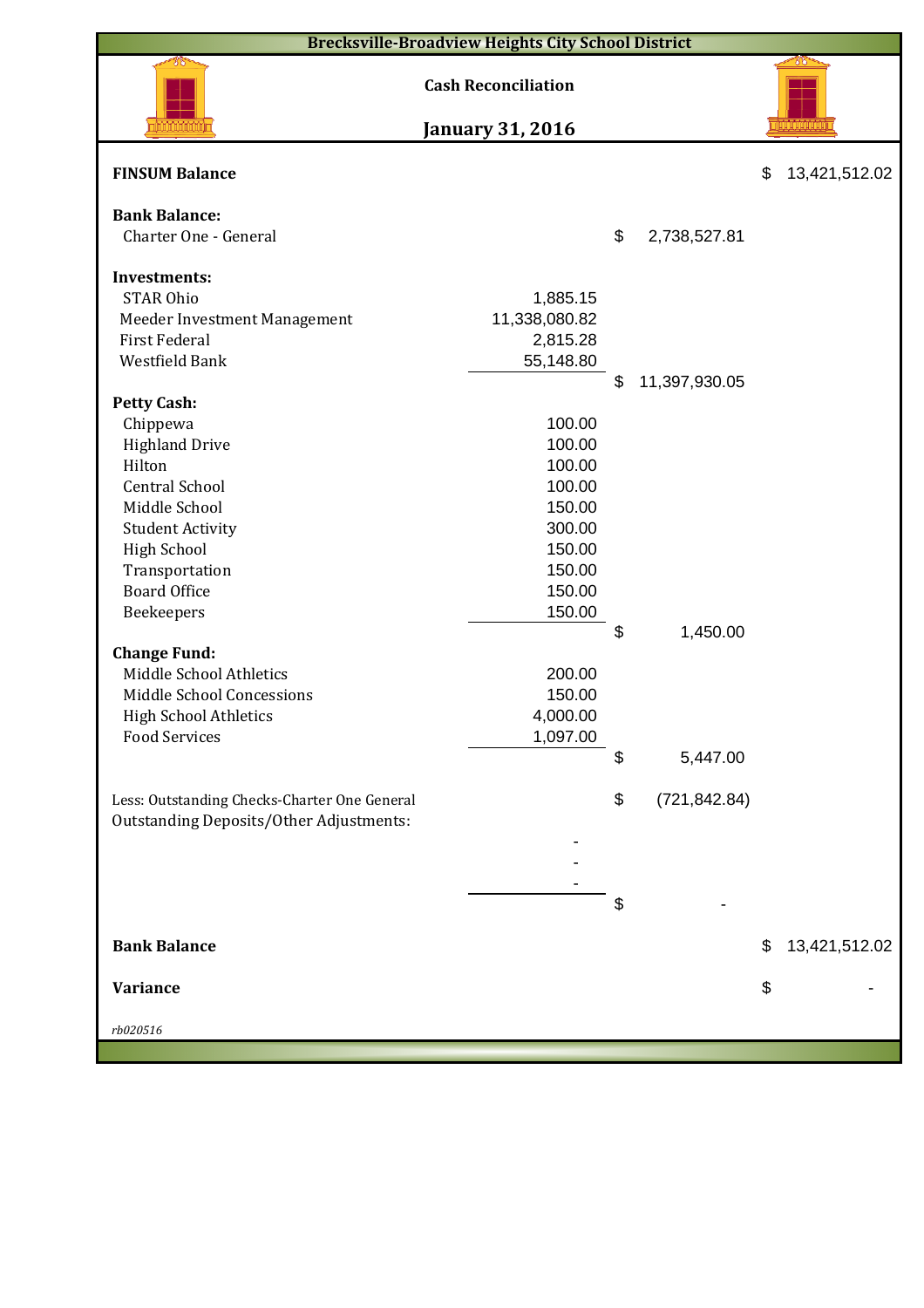# Brecksville-Broadview Heights City School District

## Cash Reconciliation

## January 31, 2016

| | | | |
|---|---|---|---|
| **FINSUM Balance** | | | $ 13,421,512.02 |
| **Bank Balance:** | | | |
| Charter One - General | | $ 2,738,527.81 | |
| **Investments:** | | | |
| STAR Ohio | 1,885.15 | | |
| Meeder Investment Management | 11,338,080.82 | | |
| First Federal | 2,815.28 | | |
| Westfield Bank | 55,148.80 | | |
| | | $ 11,397,930.05 | |
| **Petty Cash:** | | | |
| Chippewa | 100.00 | | |
| Highland Drive | 100.00 | | |
| Hilton | 100.00 | | |
| Central School | 100.00 | | |
| Middle School | 150.00 | | |
| Student Activity | 300.00 | | |
| High School | 150.00 | | |
| Transportation | 150.00 | | |
| Board Office | 150.00 | | |
| Beekeepers | 150.00 | | |
| | | $ 1,450.00 | |
| **Change Fund:** | | | |
| Middle School Athletics | 200.00 | | |
| Middle School Concessions | 150.00 | | |
| High School Athletics | 4,000.00 | | |
| Food Services | 1,097.00 | | |
| | | $ 5,447.00 | |
| Less: Outstanding Checks-Charter One General | | $ (721,842.84) | |
| Outstanding Deposits/Other Adjustments: | | | |
| | - | | |
| | - | | |
| | - | | |
| | | $ - | |
| **Bank Balance** | | | $ 13,421,512.02 |
| **Variance** | | | $ - |

*rb020516*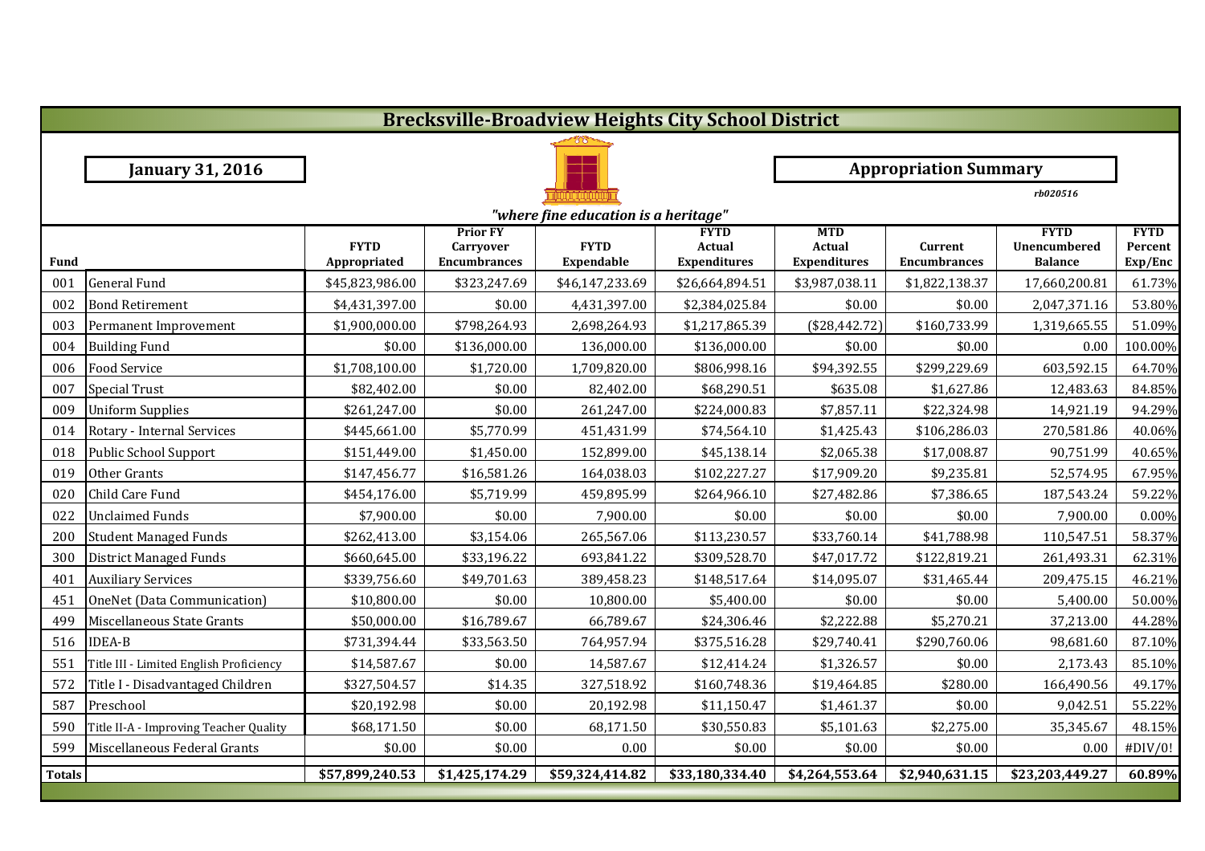# Brecksville-Broadview Heights City School District

**January 31, 2016**

**Appropriation Summary**

*rb020516*

*"where fine education is a heritage"*

| Fund | | FYTD Appropriated | Prior FY Carryover Encumbrances | FYTD Expendable | FYTD Actual Expenditures | MTD Actual Expenditures | Current Encumbrances | FYTD Unencumbered Balance | FYTD Percent Exp/Enc |
|---|---|---|---|---|---|---|---|---|---|
| 001 | General Fund | $45,823,986.00 | $323,247.69 | $46,147,233.69 | $26,664,894.51 | $3,987,038.11 | $1,822,138.37 | 17,660,200.81 | 61.73% |
| 002 | Bond Retirement | $4,431,397.00 | $0.00 | 4,431,397.00 | $2,384,025.84 | $0.00 | $0.00 | 2,047,371.16 | 53.80% |
| 003 | Permanent Improvement | $1,900,000.00 | $798,264.93 | 2,698,264.93 | $1,217,865.39 | ($28,442.72) | $160,733.99 | 1,319,665.55 | 51.09% |
| 004 | Building Fund | $0.00 | $136,000.00 | 136,000.00 | $136,000.00 | $0.00 | $0.00 | 0.00 | 100.00% |
| 006 | Food Service | $1,708,100.00 | $1,720.00 | 1,709,820.00 | $806,998.16 | $94,392.55 | $299,229.69 | 603,592.15 | 64.70% |
| 007 | Special Trust | $82,402.00 | $0.00 | 82,402.00 | $68,290.51 | $635.08 | $1,627.86 | 12,483.63 | 84.85% |
| 009 | Uniform Supplies | $261,247.00 | $0.00 | 261,247.00 | $224,000.83 | $7,857.11 | $22,324.98 | 14,921.19 | 94.29% |
| 014 | Rotary - Internal Services | $445,661.00 | $5,770.99 | 451,431.99 | $74,564.10 | $1,425.43 | $106,286.03 | 270,581.86 | 40.06% |
| 018 | Public School Support | $151,449.00 | $1,450.00 | 152,899.00 | $45,138.14 | $2,065.38 | $17,008.87 | 90,751.99 | 40.65% |
| 019 | Other Grants | $147,456.77 | $16,581.26 | 164,038.03 | $102,227.27 | $17,909.20 | $9,235.81 | 52,574.95 | 67.95% |
| 020 | Child Care Fund | $454,176.00 | $5,719.99 | 459,895.99 | $264,966.10 | $27,482.86 | $7,386.65 | 187,543.24 | 59.22% |
| 022 | Unclaimed Funds | $7,900.00 | $0.00 | 7,900.00 | $0.00 | $0.00 | $0.00 | 7,900.00 | 0.00% |
| 200 | Student Managed Funds | $262,413.00 | $3,154.06 | 265,567.06 | $113,230.57 | $33,760.14 | $41,788.98 | 110,547.51 | 58.37% |
| 300 | District Managed Funds | $660,645.00 | $33,196.22 | 693,841.22 | $309,528.70 | $47,017.72 | $122,819.21 | 261,493.31 | 62.31% |
| 401 | Auxiliary Services | $339,756.60 | $49,701.63 | 389,458.23 | $148,517.64 | $14,095.07 | $31,465.44 | 209,475.15 | 46.21% |
| 451 | OneNet (Data Communication) | $10,800.00 | $0.00 | 10,800.00 | $5,400.00 | $0.00 | $0.00 | 5,400.00 | 50.00% |
| 499 | Miscellaneous State Grants | $50,000.00 | $16,789.67 | 66,789.67 | $24,306.46 | $2,222.88 | $5,270.21 | 37,213.00 | 44.28% |
| 516 | IDEA-B | $731,394.44 | $33,563.50 | 764,957.94 | $375,516.28 | $29,740.41 | $290,760.06 | 98,681.60 | 87.10% |
| 551 | Title III - Limited English Proficiency | $14,587.67 | $0.00 | 14,587.67 | $12,414.24 | $1,326.57 | $0.00 | 2,173.43 | 85.10% |
| 572 | Title I - Disadvantaged Children | $327,504.57 | $14.35 | 327,518.92 | $160,748.36 | $19,464.85 | $280.00 | 166,490.56 | 49.17% |
| 587 | Preschool | $20,192.98 | $0.00 | 20,192.98 | $11,150.47 | $1,461.37 | $0.00 | 9,042.51 | 55.22% |
| 590 | Title II-A - Improving Teacher Quality | $68,171.50 | $0.00 | 68,171.50 | $30,550.83 | $5,101.63 | $2,275.00 | 35,345.67 | 48.15% |
| 599 | Miscellaneous Federal Grants | $0.00 | $0.00 | 0.00 | $0.00 | $0.00 | $0.00 | 0.00 | #DIV/0! |
| **Totals** | | **$57,899,240.53** | **$1,425,174.29** | **$59,324,414.82** | **$33,180,334.40** | **$4,264,553.64** | **$2,940,631.15** | **$23,203,449.27** | **60.89%** |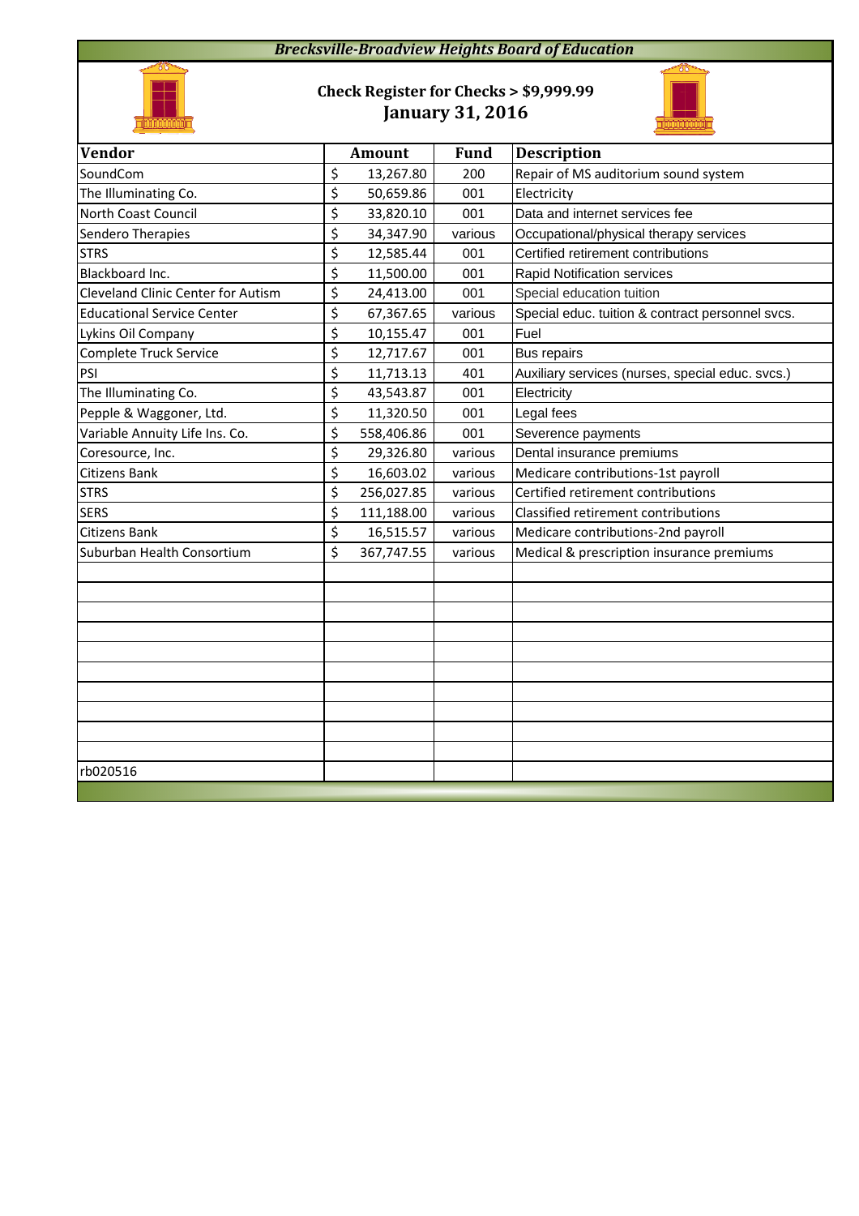***Brecksville-Broadview Heights Board of Education***

**Check Register for Checks > $9,999.99**
**January 31, 2016**

| Vendor | Amount | Fund | Description |
|---|---|---|---|
| SoundCom | $ 13,267.80 | 200 | Repair of MS auditorium sound system |
| The Illuminating Co. | $ 50,659.86 | 001 | Electricity |
| North Coast Council | $ 33,820.10 | 001 | Data and internet services fee |
| Sendero Therapies | $ 34,347.90 | various | Occupational/physical therapy services |
| STRS | $ 12,585.44 | 001 | Certified retirement contributions |
| Blackboard Inc. | $ 11,500.00 | 001 | Rapid Notification services |
| Cleveland Clinic Center for Autism | $ 24,413.00 | 001 | Special education tuition |
| Educational Service Center | $ 67,367.65 | various | Special educ. tuition & contract personnel svcs. |
| Lykins Oil Company | $ 10,155.47 | 001 | Fuel |
| Complete Truck Service | $ 12,717.67 | 001 | Bus repairs |
| PSI | $ 11,713.13 | 401 | Auxiliary services (nurses, special educ. svcs.) |
| The Illuminating Co. | $ 43,543.87 | 001 | Electricity |
| Pepple & Waggoner, Ltd. | $ 11,320.50 | 001 | Legal fees |
| Variable Annuity Life Ins. Co. | $ 558,406.86 | 001 | Severence payments |
| Coresource, Inc. | $ 29,326.80 | various | Dental insurance premiums |
| Citizens Bank | $ 16,603.02 | various | Medicare contributions-1st payroll |
| STRS | $ 256,027.85 | various | Certified retirement contributions |
| SERS | $ 111,188.00 | various | Classified retirement contributions |
| Citizens Bank | $ 16,515.57 | various | Medicare contributions-2nd payroll |
| Suburban Health Consortium | $ 367,747.55 | various | Medical & prescription insurance premiums |
| rb020516 | | | |